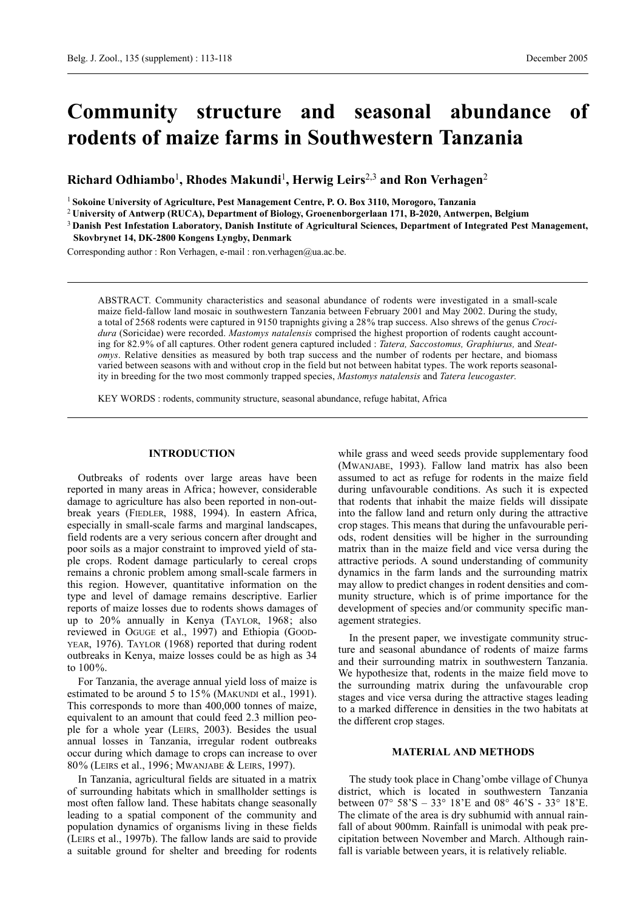# Community structure and seasonal abundance of rodents of maize farms in Southwestern Tanzania

**Richard Odhiambo**[1], **Rhodes Makundi**[1], **Herwig Leirs**[2,3] **and Ron Verhagen**[2]

[1] **Sokoine University of Agriculture, Pest Management Centre, P. O. Box 3110, Morogoro, Tanzania**

[2] **University of Antwerp (RUCA), Department of Biology, Groenenborgerlaan 171, B-2020, Antwerpen, Belgium**

[3] **Danish Pest Infestation Laboratory, Danish Institute of Agricultural Sciences, Department of Integrated Pest Management, Skovbrynet 14, DK-2800 Kongens Lyngby, Denmark**

Corresponding author : Ron Verhagen, e-mail : ron.verhagen@ua.ac.be.

ABSTRACT. Community characteristics and seasonal abundance of rodents were investigated in a small-scale maize field-fallow land mosaic in southwestern Tanzania between February 2001 and May 2002. During the study, a total of 2568 rodents were captured in 9150 trapnights giving a 28% trap success. Also shrews of the genus *Crocidura* (Soricidae) were recorded. *Mastomys natalensis* comprised the highest proportion of rodents caught accounting for 82.9% of all captures. Other rodent genera captured included : *Tatera, Saccostomus, Graphiurus,* and *Steatomys*. Relative densities as measured by both trap success and the number of rodents per hectare, and biomass varied between seasons with and without crop in the field but not between habitat types. The work reports seasonality in breeding for the two most commonly trapped species, *Mastomys natalensis* and *Tatera leucogaster*.

KEY WORDS : rodents, community structure, seasonal abundance, refuge habitat, Africa

## INTRODUCTION

Outbreaks of rodents over large areas have been reported in many areas in Africa; however, considerable damage to agriculture has also been reported in non-outbreak years (Fiedler, 1988, 1994). In eastern Africa, especially in small-scale farms and marginal landscapes, field rodents are a very serious concern after drought and poor soils as a major constraint to improved yield of staple crops. Rodent damage particularly to cereal crops remains a chronic problem among small-scale farmers in this region. However, quantitative information on the type and level of damage remains descriptive. Earlier reports of maize losses due to rodents shows damages of up to 20% annually in Kenya (Taylor, 1968; also reviewed in Oguge et al., 1997) and Ethiopia (Goodyear, 1976). Taylor (1968) reported that during rodent outbreaks in Kenya, maize losses could be as high as 34 to 100%.

For Tanzania, the average annual yield loss of maize is estimated to be around 5 to 15% (Makundi et al., 1991). This corresponds to more than 400,000 tonnes of maize, equivalent to an amount that could feed 2.3 million people for a whole year (Leirs, 2003). Besides the usual annual losses in Tanzania, irregular rodent outbreaks occur during which damage to crops can increase to over 80% (Leirs et al., 1996; Mwanjabe & Leirs, 1997).

In Tanzania, agricultural fields are situated in a matrix of surrounding habitats which in smallholder settings is most often fallow land. These habitats change seasonally leading to a spatial component of the community and population dynamics of organisms living in these fields (Leirs et al., 1997b). The fallow lands are said to provide a suitable ground for shelter and breeding for rodents while grass and weed seeds provide supplementary food (Mwanjabe, 1993). Fallow land matrix has also been assumed to act as refuge for rodents in the maize field during unfavourable conditions. As such it is expected that rodents that inhabit the maize fields will dissipate into the fallow land and return only during the attractive crop stages. This means that during the unfavourable periods, rodent densities will be higher in the surrounding matrix than in the maize field and vice versa during the attractive periods. A sound understanding of community dynamics in the farm lands and the surrounding matrix may allow to predict changes in rodent densities and community structure, which is of prime importance for the development of species and/or community specific management strategies.

In the present paper, we investigate community structure and seasonal abundance of rodents of maize farms and their surrounding matrix in southwestern Tanzania. We hypothesize that, rodents in the maize field move to the surrounding matrix during the unfavourable crop stages and vice versa during the attractive stages leading to a marked difference in densities in the two habitats at the different crop stages.

## MATERIAL AND METHODS

The study took place in Chang'ombe village of Chunya district, which is located in southwestern Tanzania between 07° 58'S – 33° 18'E and 08° 46'S - 33° 18'E. The climate of the area is dry subhumid with annual rainfall of about 900mm. Rainfall is unimodal with peak precipitation between November and March. Although rainfall is variable between years, it is relatively reliable.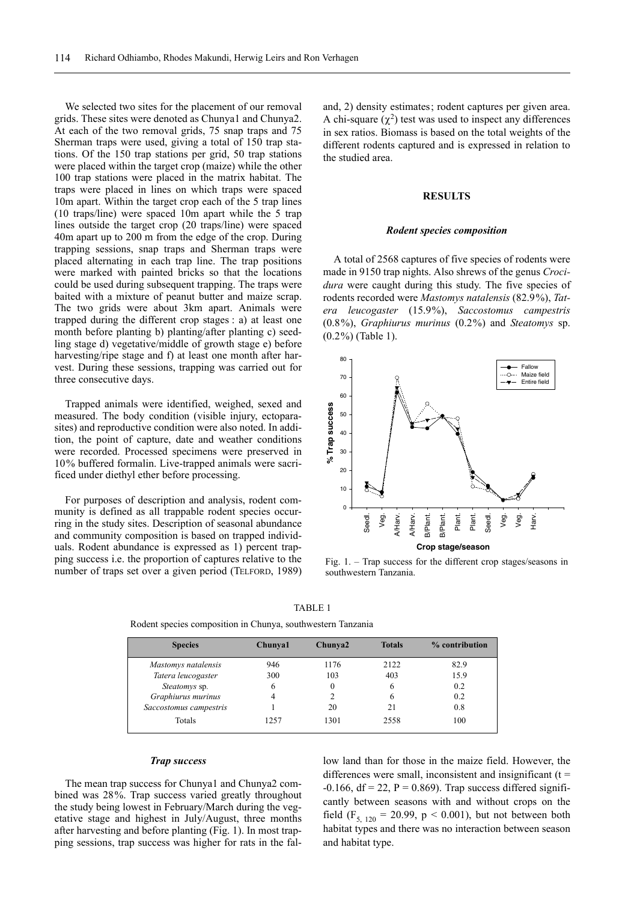We selected two sites for the placement of our removal grids. These sites were denoted as Chunya1 and Chunya2. At each of the two removal grids, 75 snap traps and 75 Sherman traps were used, giving a total of 150 trap stations. Of the 150 trap stations per grid, 50 trap stations were placed within the target crop (maize) while the other 100 trap stations were placed in the matrix habitat. The traps were placed in lines on which traps were spaced 10m apart. Within the target crop each of the 5 trap lines (10 traps/line) were spaced 10m apart while the 5 trap lines outside the target crop (20 traps/line) were spaced 40m apart up to 200 m from the edge of the crop. During trapping sessions, snap traps and Sherman traps were placed alternating in each trap line. The trap positions were marked with painted bricks so that the locations could be used during subsequent trapping. The traps were baited with a mixture of peanut butter and maize scrap. The two grids were about 3km apart. Animals were trapped during the different crop stages : a) at least one month before planting b) planting/after planting c) seedling stage d) vegetative/middle of growth stage e) before harvesting/ripe stage and f) at least one month after harvest. During these sessions, trapping was carried out for three consecutive days.

Trapped animals were identified, weighed, sexed and measured. The body condition (visible injury, ectoparasites) and reproductive condition were also noted. In addition, the point of capture, date and weather conditions were recorded. Processed specimens were preserved in 10% buffered formalin. Live-trapped animals were sacrificed under diethyl ether before processing.

For purposes of description and analysis, rodent community is defined as all trappable rodent species occurring in the study sites. Description of seasonal abundance and community composition is based on trapped individuals. Rodent abundance is expressed as 1) percent trapping success i.e. the proportion of captures relative to the number of traps set over a given period (Telford, 1989) and, 2) density estimates; rodent captures per given area. A chi-square ($\chi^2$) test was used to inspect any differences in sex ratios. Biomass is based on the total weights of the different rodents captured and is expressed in relation to the studied area.

## RESULTS

### *Rodent species composition*

A total of 2568 captures of five species of rodents were made in 9150 trap nights. Also shrews of the genus *Crocidura* were caught during this study. The five species of rodents recorded were *Mastomys natalensis* (82.9%), *Tatera leucogaster* (15.9%), *Saccostomus campestris* (0.8%), *Graphiurus murinus* (0.2%) and *Steatomys* sp. (0.2%) (Table 1).

Fig. 1. – Trap success for the different crop stages/seasons in southwestern Tanzania.

TABLE 1

Rodent species composition in Chunya, southwestern Tanzania

| Species | Chunya1 | Chunya2 | Totals | % contribution |
|---|---|---|---|---|
| *Mastomys natalensis* | 946 | 1176 | 2122 | 82.9 |
| *Tatera leucogaster* | 300 | 103 | 403 | 15.9 |
| *Steatomys* sp. | 6 | 0 | 6 | 0.2 |
| *Graphiurus murinus* | 4 | 2 | 6 | 0.2 |
| *Saccostomus campestris* | 1 | 20 | 21 | 0.8 |
| Totals | 1257 | 1301 | 2558 | 100 |

### *Trap success*

The mean trap success for Chunya1 and Chunya2 combined was 28%. Trap success varied greatly throughout the study being lowest in February/March during the vegetative stage and highest in July/August, three months after harvesting and before planting (Fig. 1). In most trapping sessions, trap success was higher for rats in the fallow land than for those in the maize field. However, the differences were small, inconsistent and insignificant ($t = -0.166$, $df = 22$, $P = 0.869$). Trap success differed significantly between seasons with and without crops on the field ($F_{5,\ 120} = 20.99$, $p < 0.001$), but not between both habitat types and there was no interaction between season and habitat type.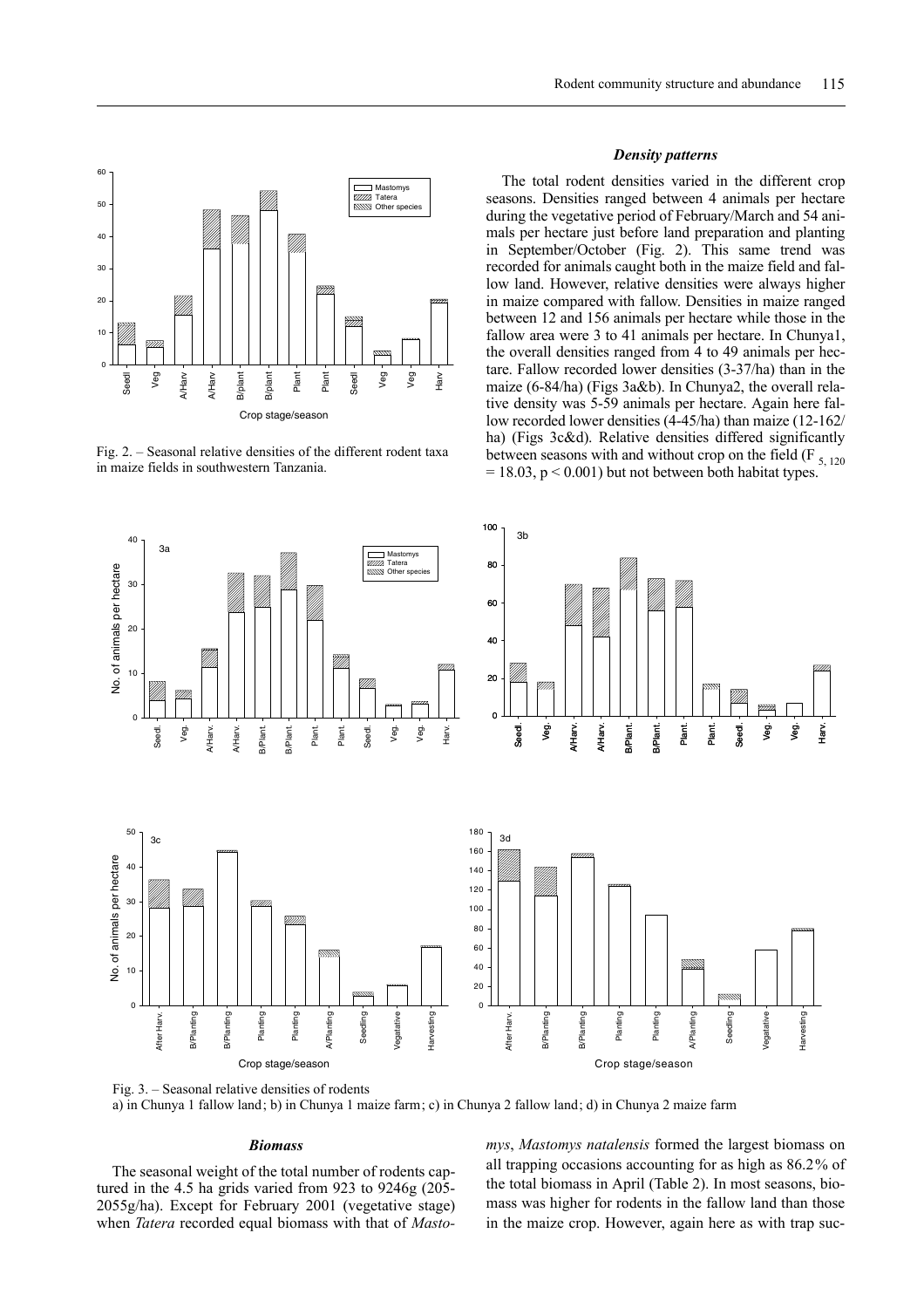Fig. 2. – Seasonal relative densities of the different rodent taxa in maize fields in southwestern Tanzania.

### *Density patterns*

The total rodent densities varied in the different crop seasons. Densities ranged between 4 animals per hectare during the vegetative period of February/March and 54 animals per hectare just before land preparation and planting in September/October (Fig. 2). This same trend was recorded for animals caught both in the maize field and fallow land. However, relative densities were always higher in maize compared with fallow. Densities in maize ranged between 12 and 156 animals per hectare while those in the fallow area were 3 to 41 animals per hectare. In Chunya1, the overall densities ranged from 4 to 49 animals per hectare. Fallow recorded lower densities (3-37/ha) than in the maize (6-84/ha) (Figs 3a&b). In Chunya2, the overall relative density was 5-59 animals per hectare. Again here fallow recorded lower densities (4-45/ha) than maize (12-162/ha) (Figs 3c&d). Relative densities differed significantly between seasons with and without crop on the field ($F_{5, 120} = 18.03$, $p < 0.001$) but not between both habitat types.

Fig. 3. – Seasonal relative densities of rodents
a) in Chunya 1 fallow land; b) in Chunya 1 maize farm; c) in Chunya 2 fallow land; d) in Chunya 2 maize farm

### *Biomass*

The seasonal weight of the total number of rodents captured in the 4.5 ha grids varied from 923 to 9246g (205-2055g/ha). Except for February 2001 (vegetative stage) when *Tatera* recorded equal biomass with that of *Mastomys*, *Mastomys natalensis* formed the largest biomass on all trapping occasions accounting for as high as 86.2% of the total biomass in April (Table 2). In most seasons, biomass was higher for rodents in the fallow land than those in the maize crop. However, again here as with trap suc-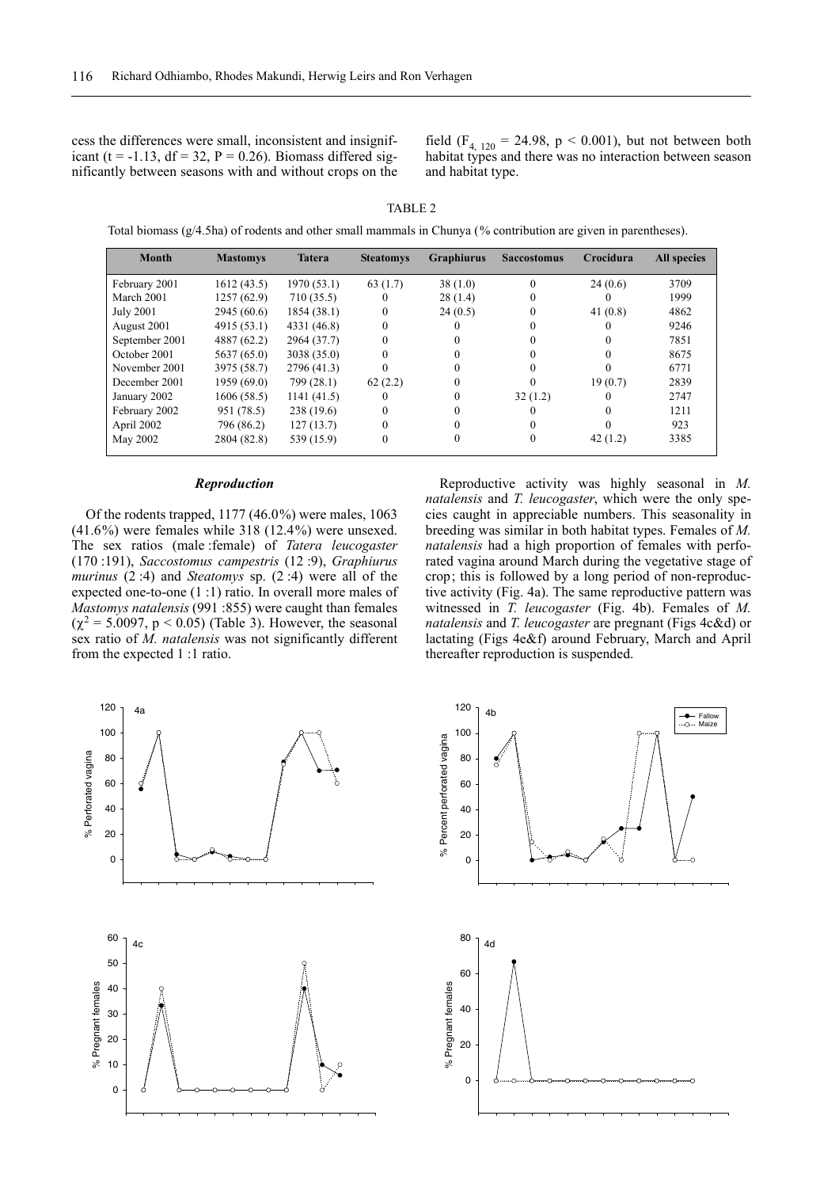cess the differences were small, inconsistent and insignificant ($t = -1.13$, $df = 32$, $P = 0.26$). Biomass differed significantly between seasons with and without crops on the field ($F_{4, 120} = 24.98$, $p < 0.001$), but not between both habitat types and there was no interaction between season and habitat type.

TABLE 2

Total biomass (g/4.5ha) of rodents and other small mammals in Chunya (% contribution are given in parentheses).

| Month | Mastomys | Tatera | Steatomys | Graphiurus | Saccostomus | Crocidura | All species |
|---|---|---|---|---|---|---|---|
| February 2001 | 1612 (43.5) | 1970 (53.1) | 63 (1.7) | 38 (1.0) | 0 | 24 (0.6) | 3709 |
| March 2001 | 1257 (62.9) | 710 (35.5) | 0 | 28 (1.4) | 0 | 0 | 1999 |
| July 2001 | 2945 (60.6) | 1854 (38.1) | 0 | 24 (0.5) | 0 | 41 (0.8) | 4862 |
| August 2001 | 4915 (53.1) | 4331 (46.8) | 0 | 0 | 0 | 0 | 9246 |
| September 2001 | 4887 (62.2) | 2964 (37.7) | 0 | 0 | 0 | 0 | 7851 |
| October 2001 | 5637 (65.0) | 3038 (35.0) | 0 | 0 | 0 | 0 | 8675 |
| November 2001 | 3975 (58.7) | 2796 (41.3) | 0 | 0 | 0 | 0 | 6771 |
| December 2001 | 1959 (69.0) | 799 (28.1) | 62 (2.2) | 0 | 0 | 19 (0.7) | 2839 |
| January 2002 | 1606 (58.5) | 1141 (41.5) | 0 | 0 | 32 (1.2) | 0 | 2747 |
| February 2002 | 951 (78.5) | 238 (19.6) | 0 | 0 | 0 | 0 | 1211 |
| April 2002 | 796 (86.2) | 127 (13.7) | 0 | 0 | 0 | 0 | 923 |
| May 2002 | 2804 (82.8) | 539 (15.9) | 0 | 0 | 0 | 42 (1.2) | 3385 |

### *Reproduction*

Of the rodents trapped, 1177 (46.0%) were males, 1063 (41.6%) were females while 318 (12.4%) were unsexed. The sex ratios (male :female) of *Tatera leucogaster* (170 :191), *Saccostomus campestris* (12 :9), *Graphiurus murinus* (2 :4) and *Steatomys* sp. (2 :4) were all of the expected one-to-one (1 :1) ratio. In overall more males of *Mastomys natalensis* (991 :855) were caught than females ($\chi^2 = 5.0097$, $p < 0.05$) (Table 3). However, the seasonal sex ratio of *M. natalensis* was not significantly different from the expected 1 :1 ratio.

Reproductive activity was highly seasonal in *M. natalensis* and *T. leucogaster*, which were the only species caught in appreciable numbers. This seasonality in breeding was similar in both habitat types. Females of *M. natalensis* had a high proportion of females with perforated vagina around March during the vegetative stage of crop; this is followed by a long period of non-reproductive activity (Fig. 4a). The same reproductive pattern was witnessed in *T. leucogaster* (Fig. 4b). Females of *M. natalensis* and *T. leucogaster* are pregnant (Figs 4c&d) or lactating (Figs 4e&f) around February, March and April thereafter reproduction is suspended.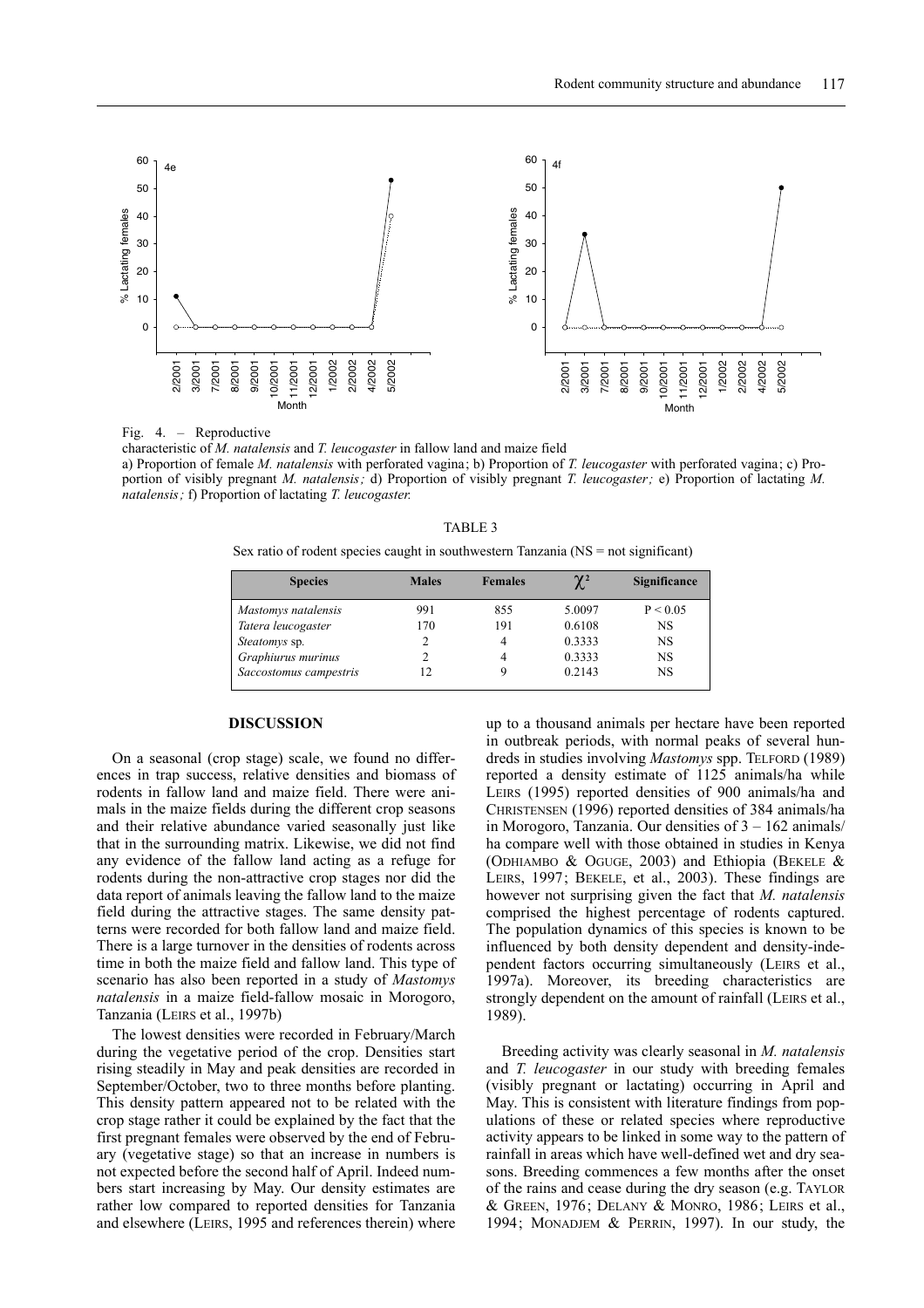Fig. 4. – Reproductive characteristic of *M. natalensis* and *T. leucogaster* in fallow land and maize field
a) Proportion of female *M. natalensis* with perforated vagina; b) Proportion of *T. leucogaster* with perforated vagina; c) Proportion of visibly pregnant *M. natalensis;* d) Proportion of visibly pregnant *T. leucogaster;* e) Proportion of lactating *M. natalensis;* f) Proportion of lactating *T. leucogaster.*

TABLE 3

Sex ratio of rodent species caught in southwestern Tanzania (NS = not significant)

| Species | Males | Females | $\chi^2$ | Significance |
|---|---|---|---|---|
| *Mastomys natalensis* | 991 | 855 | 5.0097 | $P < 0.05$ |
| *Tatera leucogaster* | 170 | 191 | 0.6108 | NS |
| *Steatomys* sp. | 2 | 4 | 0.3333 | NS |
| *Graphiurus murinus* | 2 | 4 | 0.3333 | NS |
| *Saccostomus campestris* | 12 | 9 | 0.2143 | NS |

## DISCUSSION

On a seasonal (crop stage) scale, we found no differences in trap success, relative densities and biomass of rodents in fallow land and maize field. There were animals in the maize fields during the different crop seasons and their relative abundance varied seasonally just like that in the surrounding matrix. Likewise, we did not find any evidence of the fallow land acting as a refuge for rodents during the non-attractive crop stages nor did the data report of animals leaving the fallow land to the maize field during the attractive stages. The same density patterns were recorded for both fallow land and maize field. There is a large turnover in the densities of rodents across time in both the maize field and fallow land. This type of scenario has also been reported in a study of *Mastomys natalensis* in a maize field-fallow mosaic in Morogoro, Tanzania (LEIRS et al., 1997b)

The lowest densities were recorded in February/March during the vegetative period of the crop. Densities start rising steadily in May and peak densities are recorded in September/October, two to three months before planting. This density pattern appeared not to be related with the crop stage rather it could be explained by the fact that the first pregnant females were observed by the end of February (vegetative stage) so that an increase in numbers is not expected before the second half of April. Indeed numbers start increasing by May. Our density estimates are rather low compared to reported densities for Tanzania and elsewhere (LEIRS, 1995 and references therein) where up to a thousand animals per hectare have been reported in outbreak periods, with normal peaks of several hundreds in studies involving *Mastomys* spp. TELFORD (1989) reported a density estimate of 1125 animals/ha while LEIRS (1995) reported densities of 900 animals/ha and CHRISTENSEN (1996) reported densities of 384 animals/ha in Morogoro, Tanzania. Our densities of 3 – 162 animals/ha compare well with those obtained in studies in Kenya (ODHIAMBO & OGUGE, 2003) and Ethiopia (BEKELE & LEIRS, 1997; BEKELE, et al., 2003). These findings are however not surprising given the fact that *M. natalensis* comprised the highest percentage of rodents captured. The population dynamics of this species is known to be influenced by both density dependent and density-independent factors occurring simultaneously (LEIRS et al., 1997a). Moreover, its breeding characteristics are strongly dependent on the amount of rainfall (LEIRS et al., 1989).

Breeding activity was clearly seasonal in *M. natalensis* and *T. leucogaster* in our study with breeding females (visibly pregnant or lactating) occurring in April and May. This is consistent with literature findings from populations of these or related species where reproductive activity appears to be linked in some way to the pattern of rainfall in areas which have well-defined wet and dry seasons. Breeding commences a few months after the onset of the rains and cease during the dry season (e.g. TAYLOR & GREEN, 1976; DELANY & MONRO, 1986; LEIRS et al., 1994; MONADJEM & PERRIN, 1997). In our study, the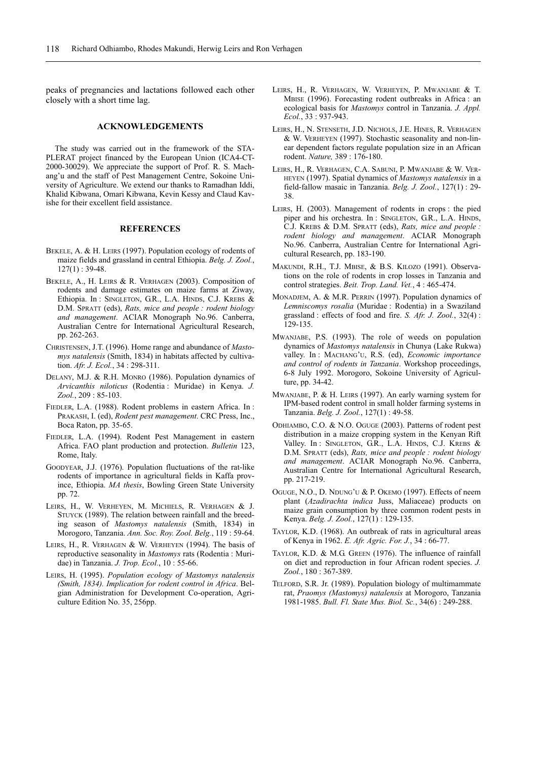peaks of pregnancies and lactations followed each other closely with a short time lag.

## ACKNOWLEDGEMENTS

The study was carried out in the framework of the STAPLERAT project financed by the European Union (ICA4-CT-2000-30029). We appreciate the support of Prof. R. S. Machang'u and the staff of Pest Management Centre, Sokoine University of Agriculture. We extend our thanks to Ramadhan Iddi, Khalid Kibwana, Omari Kibwana, Kevin Kessy and Claud Kavishe for their excellent field assistance.

## REFERENCES

BEKELE, A. & H. LEIRS (1997). Population ecology of rodents of maize fields and grassland in central Ethiopia. *Belg. J. Zool.*, 127(1) : 39-48.

BEKELE, A., H. LEIRS & R. VERHAGEN (2003). Composition of rodents and damage estimates on maize farms at Ziway, Ethiopia. In : SINGLETON, G.R., L.A. HINDS, C.J. KREBS & D.M. SPRATT (eds), *Rats, mice and people : rodent biology and management*. ACIAR Monograph No.96. Canberra, Australian Centre for International Agricultural Research, pp. 262-263.

CHRISTENSEN, J.T. (1996). Home range and abundance of *Mastomys natalensis* (Smith, 1834) in habitats affected by cultivation. *Afr. J. Ecol.*, 34 : 298-311.

DELANY, M.J. & R.H. MONRO (1986). Population dynamics of *Arvicanthis niloticus* (Rodentia : Muridae) in Kenya. *J. Zool.*, 209 : 85-103.

FIEDLER, L.A. (1988). Rodent problems in eastern Africa. In : PRAKASH, I. (ed), *Rodent pest management*. CRC Press, Inc., Boca Raton, pp. 35-65.

FIEDLER, L.A. (1994). Rodent Pest Management in eastern Africa. FAO plant production and protection. *Bulletin* 123, Rome, Italy.

GOODYEAR, J.J. (1976). Population fluctuations of the rat-like rodents of importance in agricultural fields in Kaffa province, Ethiopia. *MA thesis*, Bowling Green State University pp. 72.

LEIRS, H., W. VERHEYEN, M. MICHIELS, R. VERHAGEN & J. STUYCK (1989). The relation between rainfall and the breeding season of *Mastomys natalensis* (Smith, 1834) in Morogoro, Tanzania. *Ann. Soc. Roy. Zool. Belg.*, 119 : 59-64.

LEIRS, H., R. VERHAGEN & W. VERHEYEN (1994). The basis of reproductive seasonality in *Mastomys* rats (Rodentia : Muridae) in Tanzania. *J. Trop. Ecol.*, 10 : 55-66.

LEIRS, H. (1995). *Population ecology of Mastomys natalensis (Smith, 1834). Implication for rodent control in Africa*. Belgian Administration for Development Co-operation, Agriculture Edition No. 35, 256pp.

LEIRS, H., R. VERHAGEN, W. VERHEYEN, P. MWANJABE & T. MBISE (1996). Forecasting rodent outbreaks in Africa : an ecological basis for *Mastomys* control in Tanzania. *J. Appl. Ecol.*, 33 : 937-943.

LEIRS, H., N. STENSETH, J.D. NICHOLS, J.E. HINES, R. VERHAGEN & W. VERHEYEN (1997). Stochastic seasonality and non-linear dependent factors regulate population size in an African rodent. *Nature,* 389 : 176-180.

LEIRS, H., R. VERHAGEN, C.A. SABUNI, P. MWANJABE & W. VERHEYEN (1997). Spatial dynamics of *Mastomys natalensis* in a field-fallow masaic in Tanzania. *Belg. J. Zool.*, 127(1) : 29-38.

LEIRS, H. (2003). Management of rodents in crops : the pied piper and his orchestra. In : SINGLETON, G.R., L.A. HINDS, C.J. KREBS & D.M. SPRATT (eds), *Rats, mice and people : rodent biology and management*. ACIAR Monograph No.96. Canberra, Australian Centre for International Agricultural Research, pp. 183-190.

MAKUNDI, R.H., T.J. MBISE, & B.S. KILOZO (1991). Observations on the role of rodents in crop losses in Tanzania and control strategies. *Beit. Trop. Land. Vet.*, 4 : 465-474.

MONADJEM, A. & M.R. PERRIN (1997). Population dynamics of *Lemniscomys rosalia* (Muridae : Rodentia) in a Swaziland grassland : effects of food and fire. *S. Afr. J. Zool.*, 32(4) : 129-135.

MWANJABE, P.S. (1993). The role of weeds on population dynamics of *Mastomys natalensis* in Chunya (Lake Rukwa) valley. In : MACHANG'U, R.S. (ed), *Economic importance and control of rodents in Tanzania*. Workshop proceedings, 6-8 July 1992. Morogoro, Sokoine University of Agriculture, pp. 34-42.

MWANJABE, P. & H. LEIRS (1997). An early warning system for IPM-based rodent control in small holder farming systems in Tanzania. *Belg. J. Zool.*, 127(1) : 49-58.

ODHIAMBO, C.O. & N.O. OGUGE (2003). Patterns of rodent pest distribution in a maize cropping system in the Kenyan Rift Valley. In : SINGLETON, G.R., L.A. HINDS, C.J. KREBS & D.M. SPRATT (eds), *Rats, mice and people : rodent biology and management*. ACIAR Monograph No.96. Canberra, Australian Centre for International Agricultural Research, pp. 217-219.

OGUGE, N.O., D. NDUNG'U & P. OKEMO (1997). Effects of neem plant (*Azadirachta indica* Juss, Maliaceae) products on maize grain consumption by three common rodent pests in Kenya. *Belg. J. Zool.*, 127(1) : 129-135.

TAYLOR, K.D. (1968). An outbreak of rats in agricultural areas of Kenya in 1962. *E. Afr. Agric. For. J.*, 34 : 66-77.

TAYLOR, K.D. & M.G. GREEN (1976). The influence of rainfall on diet and reproduction in four African rodent species. *J. Zool.*, 180 : 367-389.

TELFORD, S.R. Jr. (1989). Population biology of multimammate rat, *Praomys (Mastomys) natalensis* at Morogoro, Tanzania 1981-1985. *Bull. Fl. State Mus. Biol. Sc.*, 34(6) : 249-288.